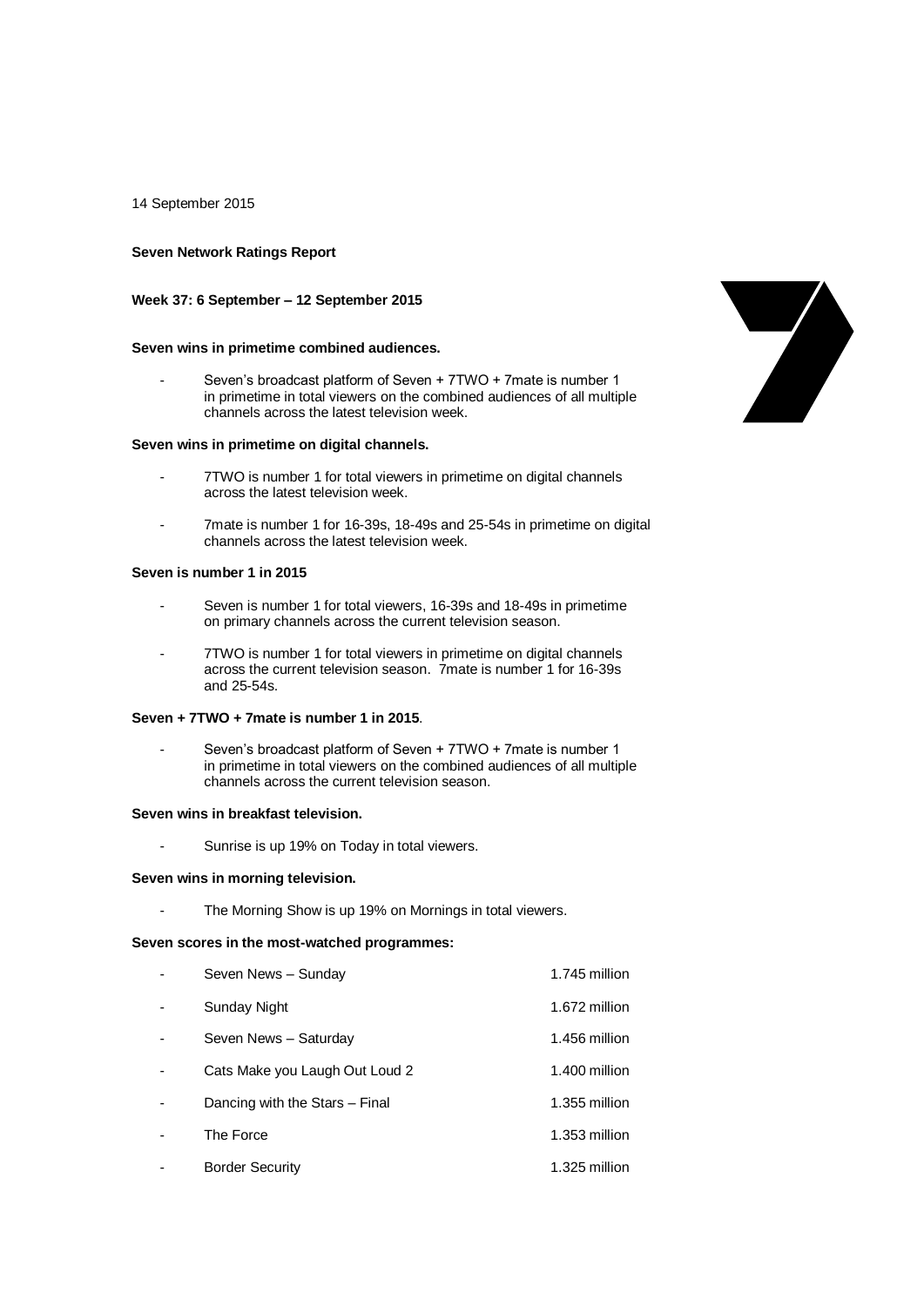14 September 2015

**Seven Network Ratings Report**

**Week 37: 6 September – 12 September 2015**

**Seven wins in primetime combined audiences.**

- Seven's broadcast platform of Seven + 7TWO + 7mate is number 1 in primetime in total viewers on the combined audiences of all multiple channels across the latest television week.

**Seven wins in primetime on digital channels.**

- 7TWO is number 1 for total viewers in primetime on digital channels across the latest television week.
- 7mate is number 1 for 16-39s, 18-49s and 25-54s in primetime on digital channels across the latest television week.

**Seven is number 1 in 2015**

- Seven is number 1 for total viewers, 16-39s and 18-49s in primetime on primary channels across the current television season.
- 7TWO is number 1 for total viewers in primetime on digital channels across the current television season. 7mate is number 1 for 16-39s and 25-54s.

**Seven + 7TWO + 7mate is number 1 in 2015**.

- Seven's broadcast platform of Seven + 7TWO + 7mate is number 1 in primetime in total viewers on the combined audiences of all multiple channels across the current television season.

**Seven wins in breakfast television.**

- Sunrise is up 19% on Today in total viewers.

**Seven wins in morning television.**

- The Morning Show is up 19% on Mornings in total viewers.

**Seven scores in the most-watched programmes:**

| | Programme | Viewers |
|---|---|---|
| - | Seven News – Sunday | 1.745 million |
| - | Sunday Night | 1.672 million |
| - | Seven News – Saturday | 1.456 million |
| - | Cats Make you Laugh Out Loud 2 | 1.400 million |
| - | Dancing with the Stars – Final | 1.355 million |
| - | The Force | 1.353 million |
| - | Border Security | 1.325 million |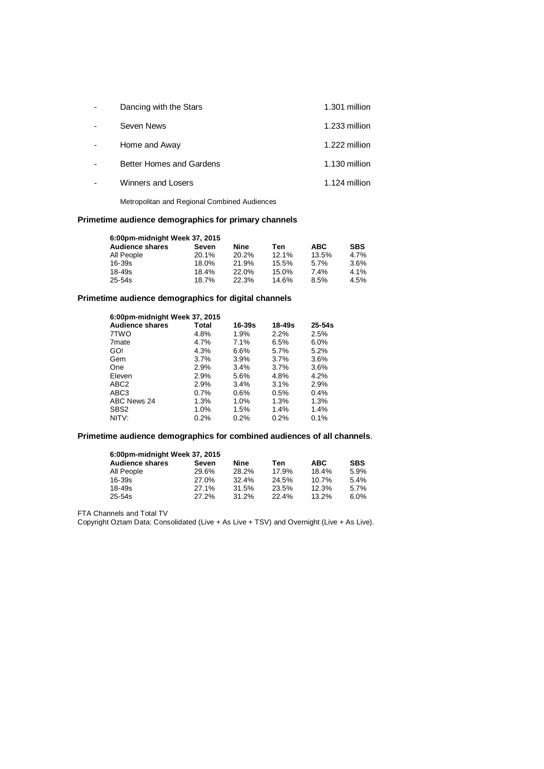- Dancing with the Stars 1.301 million
- Seven News 1.233 million
- Home and Away 1.222 million
- Better Homes and Gardens 1.130 million
- Winners and Losers 1.124 million

Metropolitan and Regional Combined Audiences

### Primetime audience demographics for primary channels

**6:00pm-midnight Week 37, 2015**

| Audience shares | Seven | Nine | Ten | ABC | SBS |
|---|---|---|---|---|---|
| All People | 20.1% | 20.2% | 12.1% | 13.5% | 4.7% |
| 16-39s | 18.0% | 21.9% | 15.5% | 5.7% | 3.6% |
| 18-49s | 18.4% | 22.0% | 15.0% | 7.4% | 4.1% |
| 25-54s | 18.7% | 22.3% | 14.6% | 8.5% | 4.5% |

### Primetime audience demographics for digital channels

**6:00pm-midnight Week 37, 2015**

| Audience shares | Total | 16-39s | 18-49s | 25-54s |
|---|---|---|---|---|
| 7TWO | 4.8% | 1.9% | 2.2% | 2.5% |
| 7mate | 4.7% | 7.1% | 6.5% | 6.0% |
| GO! | 4.3% | 6.6% | 5.7% | 5.2% |
| Gem | 3.7% | 3.9% | 3.7% | 3.6% |
| One | 2.9% | 3.4% | 3.7% | 3.6% |
| Eleven | 2.9% | 5.6% | 4.8% | 4.2% |
| ABC2 | 2.9% | 3.4% | 3.1% | 2.9% |
| ABC3 | 0.7% | 0.6% | 0.5% | 0.4% |
| ABC News 24 | 1.3% | 1.0% | 1.3% | 1.3% |
| SBS2 | 1.0% | 1.5% | 1.4% | 1.4% |
| NITV: | 0.2% | 0.2% | 0.2% | 0.1% |

### Primetime audience demographics for combined audiences of all channels.

**6:00pm-midnight Week 37, 2015**

| Audience shares | Seven | Nine | Ten | ABC | SBS |
|---|---|---|---|---|---|
| All People | 29.6% | 28.2% | 17.9% | 18.4% | 5.9% |
| 16-39s | 27.0% | 32.4% | 24.5% | 10.7% | 5.4% |
| 18-49s | 27.1% | 31.5% | 23.5% | 12.3% | 5.7% |
| 25-54s | 27.2% | 31.2% | 22.4% | 13.2% | 6.0% |

FTA Channels and Total TV

Copyright Oztam Data: Consolidated (Live + As Live + TSV) and Overnight (Live + As Live).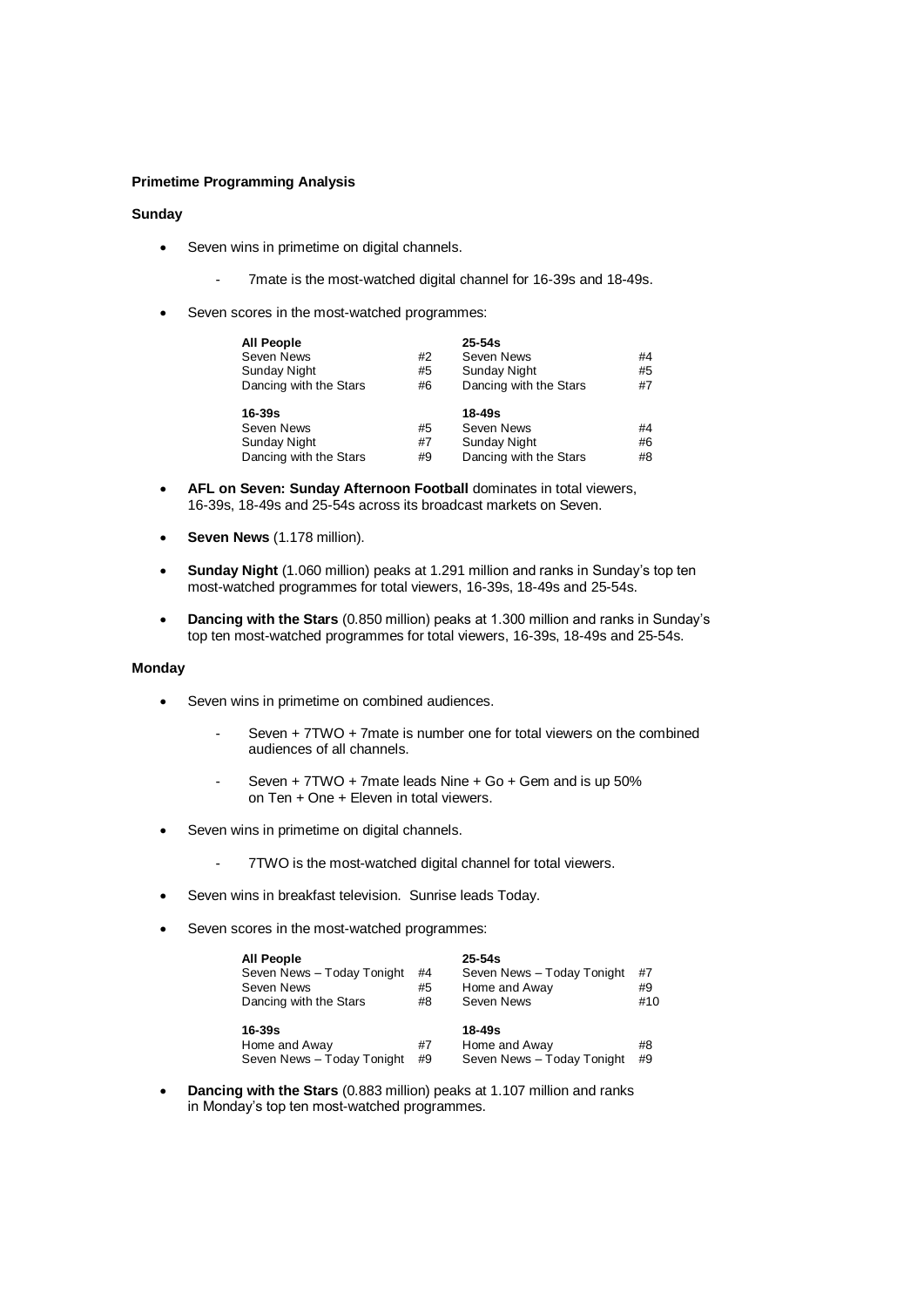**Primetime Programming Analysis**

**Sunday**

- Seven wins in primetime on digital channels.
  - 7mate is the most-watched digital channel for 16-39s and 18-49s.
- Seven scores in the most-watched programmes:

| **All People** | | **25-54s** | |
|---|---|---|---|
| Seven News | #2 | Seven News | #4 |
| Sunday Night | #5 | Sunday Night | #5 |
| Dancing with the Stars | #6 | Dancing with the Stars | #7 |
| **16-39s** | | **18-49s** | |
| Seven News | #5 | Seven News | #4 |
| Sunday Night | #7 | Sunday Night | #6 |
| Dancing with the Stars | #9 | Dancing with the Stars | #8 |

- **AFL on Seven: Sunday Afternoon Football** dominates in total viewers, 16-39s, 18-49s and 25-54s across its broadcast markets on Seven.
- **Seven News** (1.178 million).
- **Sunday Night** (1.060 million) peaks at 1.291 million and ranks in Sunday's top ten most-watched programmes for total viewers, 16-39s, 18-49s and 25-54s.
- **Dancing with the Stars** (0.850 million) peaks at 1.300 million and ranks in Sunday's top ten most-watched programmes for total viewers, 16-39s, 18-49s and 25-54s.

**Monday**

- Seven wins in primetime on combined audiences.
  - Seven + 7TWO + 7mate is number one for total viewers on the combined audiences of all channels.
  - Seven + 7TWO + 7mate leads Nine + Go + Gem and is up 50% on Ten + One + Eleven in total viewers.
- Seven wins in primetime on digital channels.
  - 7TWO is the most-watched digital channel for total viewers.
- Seven wins in breakfast television. Sunrise leads Today.
- Seven scores in the most-watched programmes:

| **All People** | | **25-54s** | |
|---|---|---|---|
| Seven News – Today Tonight | #4 | Seven News – Today Tonight | #7 |
| Seven News | #5 | Home and Away | #9 |
| Dancing with the Stars | #8 | Seven News | #10 |
| **16-39s** | | **18-49s** | |
| Home and Away | #7 | Home and Away | #8 |
| Seven News – Today Tonight | #9 | Seven News – Today Tonight | #9 |

- **Dancing with the Stars** (0.883 million) peaks at 1.107 million and ranks in Monday's top ten most-watched programmes.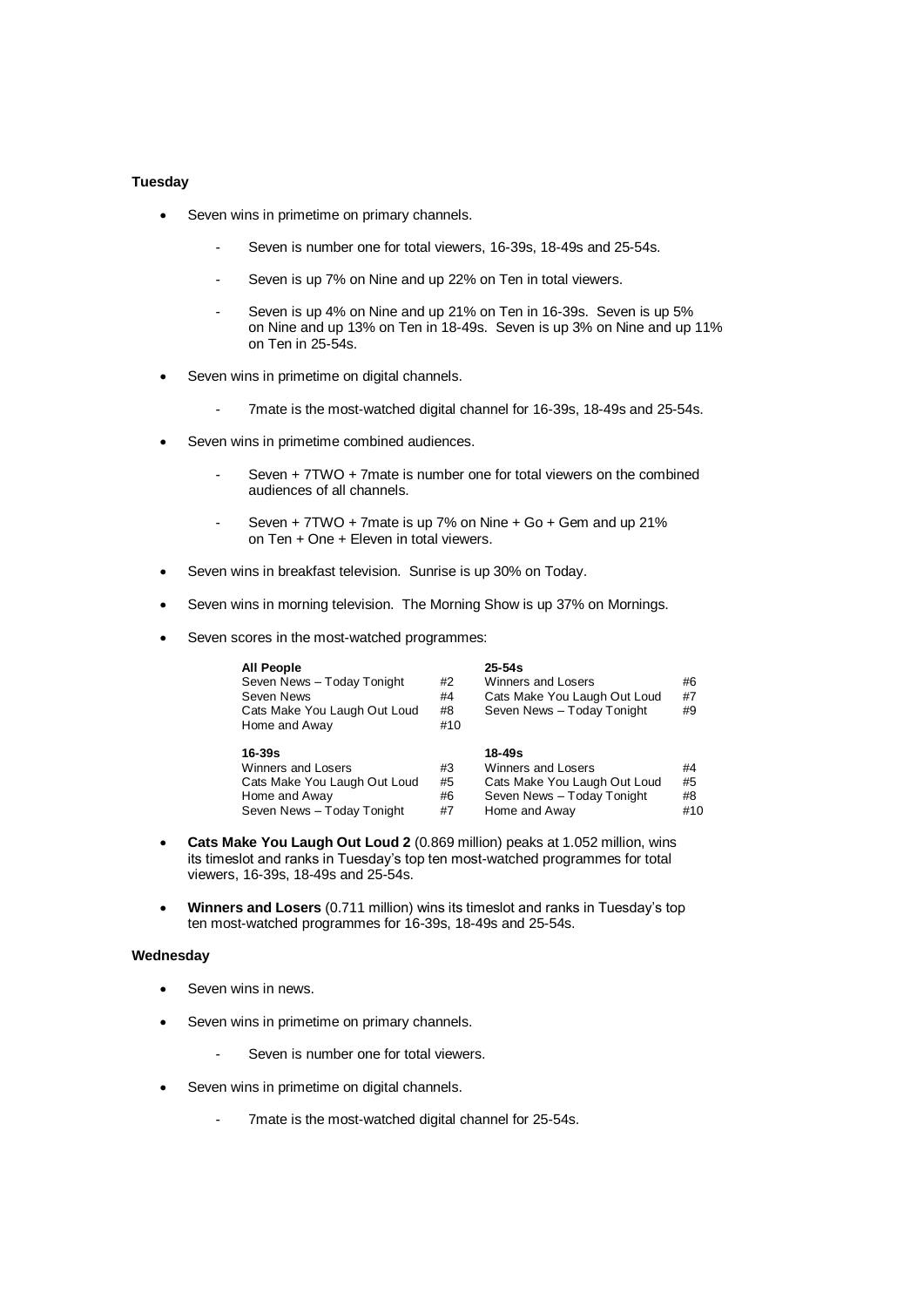**Tuesday**

- Seven wins in primetime on primary channels.
  - Seven is number one for total viewers, 16-39s, 18-49s and 25-54s.
  - Seven is up 7% on Nine and up 22% on Ten in total viewers.
  - Seven is up 4% on Nine and up 21% on Ten in 16-39s. Seven is up 5% on Nine and up 13% on Ten in 18-49s. Seven is up 3% on Nine and up 11% on Ten in 25-54s.
- Seven wins in primetime on digital channels.
  - 7mate is the most-watched digital channel for 16-39s, 18-49s and 25-54s.
- Seven wins in primetime combined audiences.
  - Seven + 7TWO + 7mate is number one for total viewers on the combined audiences of all channels.
  - Seven + 7TWO + 7mate is up 7% on Nine + Go + Gem and up 21% on Ten + One + Eleven in total viewers.
- Seven wins in breakfast television. Sunrise is up 30% on Today.
- Seven wins in morning television. The Morning Show is up 37% on Mornings.
- Seven scores in the most-watched programmes:

| **All People** | | **25-54s** | |
|---|---|---|---|
| Seven News – Today Tonight | #2 | Winners and Losers | #6 |
| Seven News | #4 | Cats Make You Laugh Out Loud | #7 |
| Cats Make You Laugh Out Loud | #8 | Seven News – Today Tonight | #9 |
| Home and Away | #10 | | |
| **16-39s** | | **18-49s** | |
| Winners and Losers | #3 | Winners and Losers | #4 |
| Cats Make You Laugh Out Loud | #5 | Cats Make You Laugh Out Loud | #5 |
| Home and Away | #6 | Seven News – Today Tonight | #8 |
| Seven News – Today Tonight | #7 | Home and Away | #10 |

- **Cats Make You Laugh Out Loud 2** (0.869 million) peaks at 1.052 million, wins its timeslot and ranks in Tuesday's top ten most-watched programmes for total viewers, 16-39s, 18-49s and 25-54s.
- **Winners and Losers** (0.711 million) wins its timeslot and ranks in Tuesday's top ten most-watched programmes for 16-39s, 18-49s and 25-54s.

**Wednesday**

- Seven wins in news.
- Seven wins in primetime on primary channels.
  - Seven is number one for total viewers.
- Seven wins in primetime on digital channels.
  - 7mate is the most-watched digital channel for 25-54s.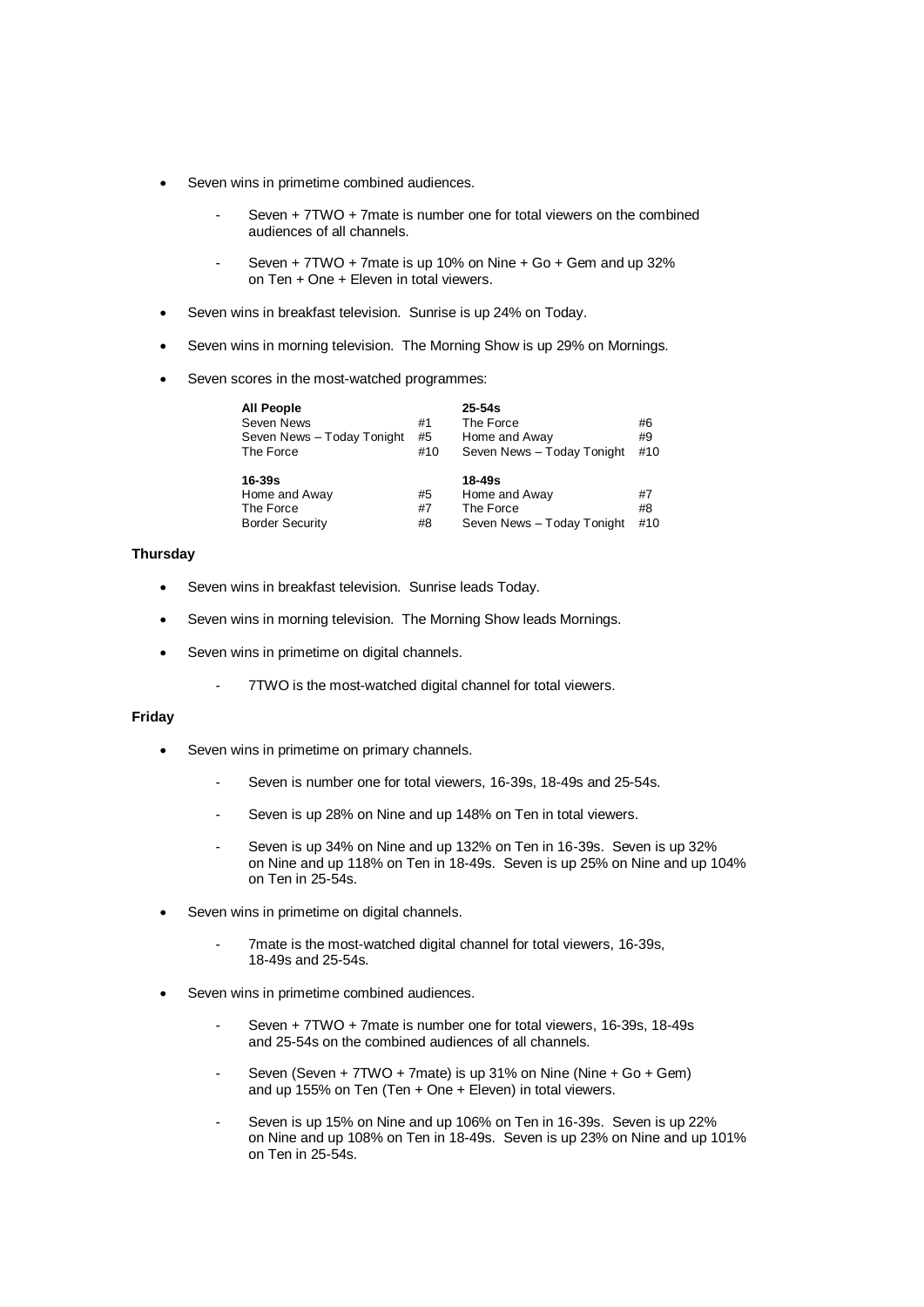- Seven wins in primetime combined audiences.
  - Seven + 7TWO + 7mate is number one for total viewers on the combined audiences of all channels.
  - Seven + 7TWO + 7mate is up 10% on Nine + Go + Gem and up 32% on Ten + One + Eleven in total viewers.
- Seven wins in breakfast television. Sunrise is up 24% on Today.
- Seven wins in morning television. The Morning Show is up 29% on Mornings.
- Seven scores in the most-watched programmes:

| **All People** | | **25-54s** | |
|---|---|---|---|
| Seven News | #1 | The Force | #6 |
| Seven News – Today Tonight | #5 | Home and Away | #9 |
| The Force | #10 | Seven News – Today Tonight | #10 |
| **16-39s** | | **18-49s** | |
| Home and Away | #5 | Home and Away | #7 |
| The Force | #7 | The Force | #8 |
| Border Security | #8 | Seven News – Today Tonight | #10 |

**Thursday**

- Seven wins in breakfast television. Sunrise leads Today.
- Seven wins in morning television. The Morning Show leads Mornings.
- Seven wins in primetime on digital channels.
  - 7TWO is the most-watched digital channel for total viewers.

**Friday**

- Seven wins in primetime on primary channels.
  - Seven is number one for total viewers, 16-39s, 18-49s and 25-54s.
  - Seven is up 28% on Nine and up 148% on Ten in total viewers.
  - Seven is up 34% on Nine and up 132% on Ten in 16-39s. Seven is up 32% on Nine and up 118% on Ten in 18-49s. Seven is up 25% on Nine and up 104% on Ten in 25-54s.
- Seven wins in primetime on digital channels.
  - 7mate is the most-watched digital channel for total viewers, 16-39s, 18-49s and 25-54s.
- Seven wins in primetime combined audiences.
  - Seven + 7TWO + 7mate is number one for total viewers, 16-39s, 18-49s and 25-54s on the combined audiences of all channels.
  - Seven (Seven + 7TWO + 7mate) is up 31% on Nine (Nine + Go + Gem) and up 155% on Ten (Ten + One + Eleven) in total viewers.
  - Seven is up 15% on Nine and up 106% on Ten in 16-39s. Seven is up 22% on Nine and up 108% on Ten in 18-49s. Seven is up 23% on Nine and up 101% on Ten in 25-54s.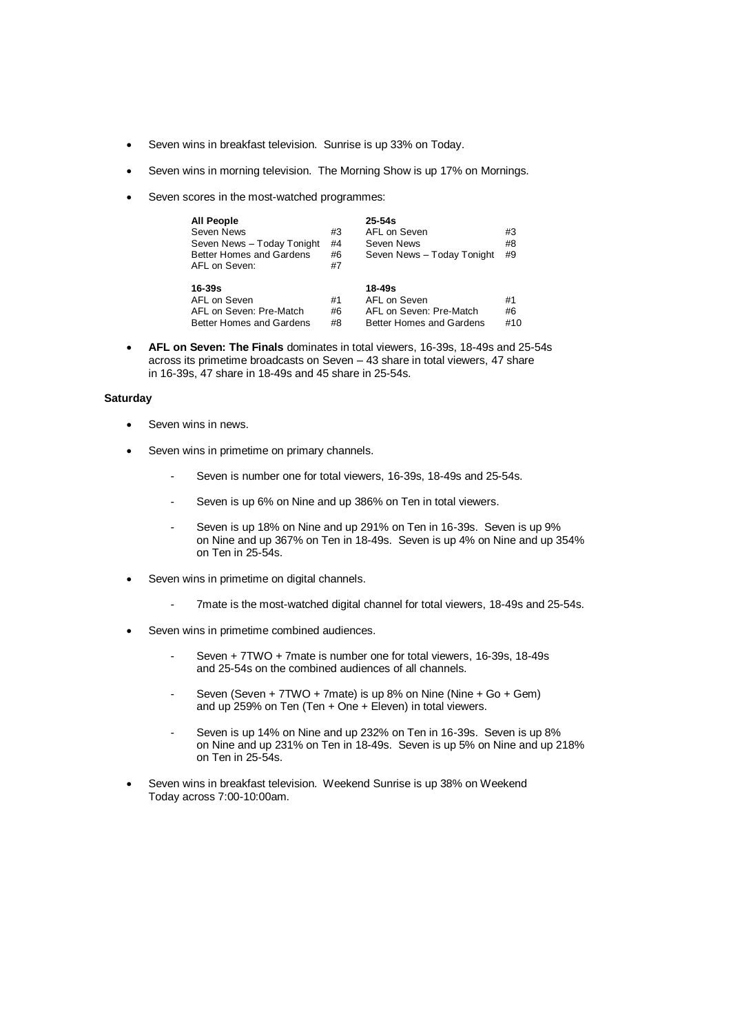- Seven wins in breakfast television. Sunrise is up 33% on Today.
- Seven wins in morning television. The Morning Show is up 17% on Mornings.
- Seven scores in the most-watched programmes:

| **All People** | | **25-54s** | |
|---|---|---|---|
| Seven News | #3 | AFL on Seven | #3 |
| Seven News – Today Tonight | #4 | Seven News | #8 |
| Better Homes and Gardens | #6 | Seven News – Today Tonight | #9 |
| AFL on Seven: | #7 | | |
| **16-39s** | | **18-49s** | |
| AFL on Seven | #1 | AFL on Seven | #1 |
| AFL on Seven: Pre-Match | #6 | AFL on Seven: Pre-Match | #6 |
| Better Homes and Gardens | #8 | Better Homes and Gardens | #10 |

- **AFL on Seven: The Finals** dominates in total viewers, 16-39s, 18-49s and 25-54s across its primetime broadcasts on Seven – 43 share in total viewers, 47 share in 16-39s, 47 share in 18-49s and 45 share in 25-54s.

**Saturday**

- Seven wins in news.
- Seven wins in primetime on primary channels.
  - Seven is number one for total viewers, 16-39s, 18-49s and 25-54s.
  - Seven is up 6% on Nine and up 386% on Ten in total viewers.
  - Seven is up 18% on Nine and up 291% on Ten in 16-39s. Seven is up 9% on Nine and up 367% on Ten in 18-49s. Seven is up 4% on Nine and up 354% on Ten in 25-54s.
- Seven wins in primetime on digital channels.
  - 7mate is the most-watched digital channel for total viewers, 18-49s and 25-54s.
- Seven wins in primetime combined audiences.
  - Seven + 7TWO + 7mate is number one for total viewers, 16-39s, 18-49s and 25-54s on the combined audiences of all channels.
  - Seven (Seven + 7TWO + 7mate) is up 8% on Nine (Nine + Go + Gem) and up 259% on Ten (Ten + One + Eleven) in total viewers.
  - Seven is up 14% on Nine and up 232% on Ten in 16-39s. Seven is up 8% on Nine and up 231% on Ten in 18-49s. Seven is up 5% on Nine and up 218% on Ten in 25-54s.
- Seven wins in breakfast television. Weekend Sunrise is up 38% on Weekend Today across 7:00-10:00am.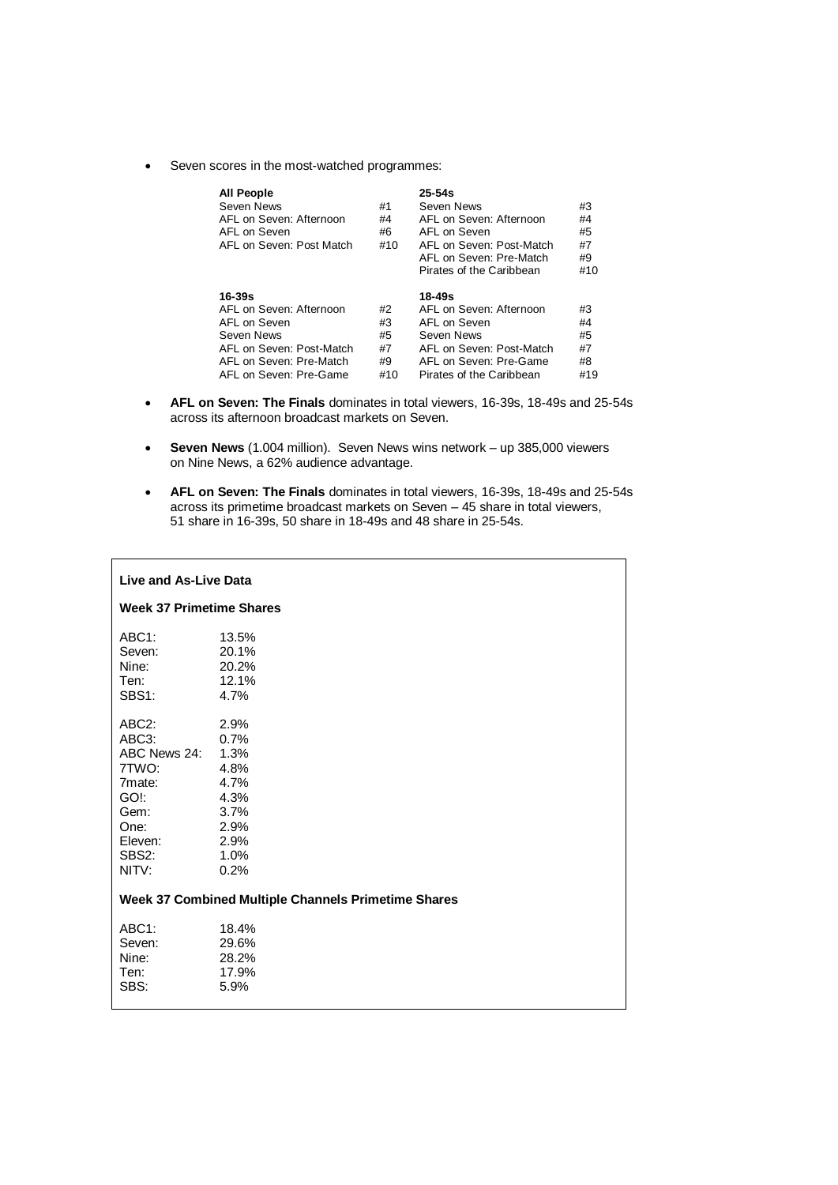- Seven scores in the most-watched programmes:

| | | | |
|---|---|---|---|
| **All People** | | **25-54s** | |
| Seven News | #1 | Seven News | #3 |
| AFL on Seven: Afternoon | #4 | AFL on Seven: Afternoon | #4 |
| AFL on Seven | #6 | AFL on Seven | #5 |
| AFL on Seven: Post Match | #10 | AFL on Seven: Post-Match | #7 |
| | | AFL on Seven: Pre-Match | #9 |
| | | Pirates of the Caribbean | #10 |
| **16-39s** | | **18-49s** | |
| AFL on Seven: Afternoon | #2 | AFL on Seven: Afternoon | #3 |
| AFL on Seven | #3 | AFL on Seven | #4 |
| Seven News | #5 | Seven News | #5 |
| AFL on Seven: Post-Match | #7 | AFL on Seven: Post-Match | #7 |
| AFL on Seven: Pre-Match | #9 | AFL on Seven: Pre-Game | #8 |
| AFL on Seven: Pre-Game | #10 | Pirates of the Caribbean | #19 |

- **AFL on Seven: The Finals** dominates in total viewers, 16-39s, 18-49s and 25-54s across its afternoon broadcast markets on Seven.

- **Seven News** (1.004 million). Seven News wins network – up 385,000 viewers on Nine News, a 62% audience advantage.

- **AFL on Seven: The Finals** dominates in total viewers, 16-39s, 18-49s and 25-54s across its primetime broadcast markets on Seven – 45 share in total viewers, 51 share in 16-39s, 50 share in 18-49s and 48 share in 25-54s.

**Live and As-Live Data**

**Week 37 Primetime Shares**

| | |
|---|---|
| ABC1: | 13.5% |
| Seven: | 20.1% |
| Nine: | 20.2% |
| Ten: | 12.1% |
| SBS1: | 4.7% |
| ABC2: | 2.9% |
| ABC3: | 0.7% |
| ABC News 24: | 1.3% |
| 7TWO: | 4.8% |
| 7mate: | 4.7% |
| GO!: | 4.3% |
| Gem: | 3.7% |
| One: | 2.9% |
| Eleven: | 2.9% |
| SBS2: | 1.0% |
| NITV: | 0.2% |

**Week 37 Combined Multiple Channels Primetime Shares**

| | |
|---|---|
| ABC1: | 18.4% |
| Seven: | 29.6% |
| Nine: | 28.2% |
| Ten: | 17.9% |
| SBS: | 5.9% |